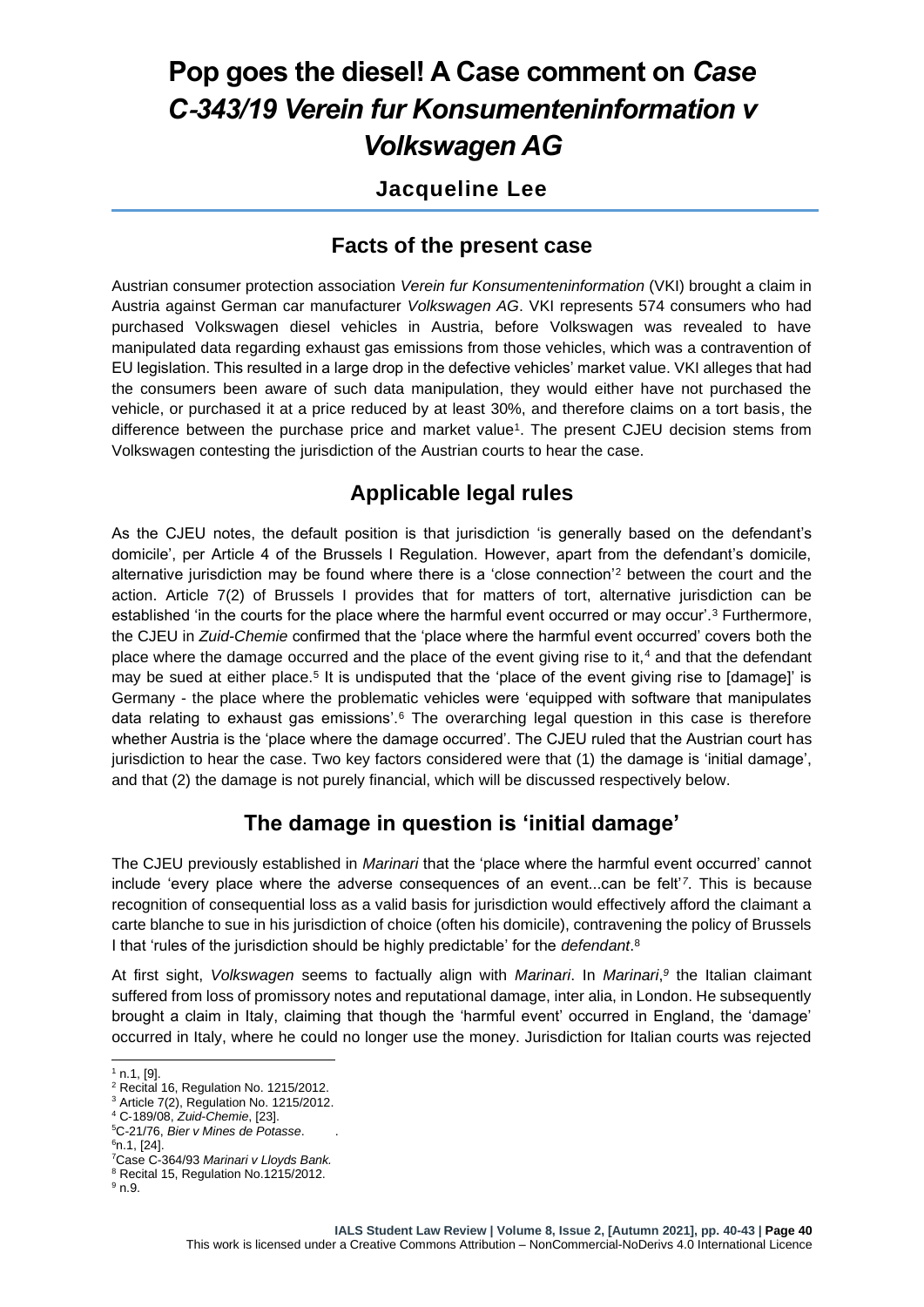# Pop goes the diesel! A Case comment on *Case C-343/19 Verein fur Konsumenteninformation v Volkswagen AG*

**Jacqueline Lee**

## Facts of the present case

Austrian consumer protection association *Verein fur Konsumenteninformation* (VKI) brought a claim in Austria against German car manufacturer *Volkswagen AG*. VKI represents 574 consumers who had purchased Volkswagen diesel vehicles in Austria, before Volkswagen was revealed to have manipulated data regarding exhaust gas emissions from those vehicles, which was a contravention of EU legislation. This resulted in a large drop in the defective vehicles' market value. VKI alleges that had the consumers been aware of such data manipulation, they would either have not purchased the vehicle, or purchased it at a price reduced by at least 30%, and therefore claims on a tort basis, the difference between the purchase price and market value[1]. The present CJEU decision stems from Volkswagen contesting the jurisdiction of the Austrian courts to hear the case.

## Applicable legal rules

As the CJEU notes, the default position is that jurisdiction 'is generally based on the defendant's domicile', per Article 4 of the Brussels I Regulation. However, apart from the defendant's domicile, alternative jurisdiction may be found where there is a 'close connection'[2] between the court and the action. Article 7(2) of Brussels I provides that for matters of tort, alternative jurisdiction can be established 'in the courts for the place where the harmful event occurred or may occur'.[3] Furthermore, the CJEU in *Zuid-Chemie* confirmed that the 'place where the harmful event occurred' covers both the place where the damage occurred and the place of the event giving rise to it,[4] and that the defendant may be sued at either place.[5] It is undisputed that the 'place of the event giving rise to [damage]' is Germany - the place where the problematic vehicles were 'equipped with software that manipulates data relating to exhaust gas emissions'.[6] The overarching legal question in this case is therefore whether Austria is the 'place where the damage occurred'. The CJEU ruled that the Austrian court has jurisdiction to hear the case. Two key factors considered were that (1) the damage is 'initial damage', and that (2) the damage is not purely financial, which will be discussed respectively below.

## The damage in question is 'initial damage'

The CJEU previously established in *Marinari* that the 'place where the harmful event occurred' cannot include 'every place where the adverse consequences of an event...can be felt'[7]. This is because recognition of consequential loss as a valid basis for jurisdiction would effectively afford the claimant a carte blanche to sue in his jurisdiction of choice (often his domicile), contravening the policy of Brussels I that 'rules of the jurisdiction should be highly predictable' for the *defendant*.[8]

At first sight, *Volkswagen* seems to factually align with *Marinari*. In *Marinari*,[9] the Italian claimant suffered from loss of promissory notes and reputational damage, inter alia, in London. He subsequently brought a claim in Italy, claiming that though the 'harmful event' occurred in England, the 'damage' occurred in Italy, where he could no longer use the money. Jurisdiction for Italian courts was rejected

---

[1] n.1, [9].
[2] Recital 16, Regulation No. 1215/2012.
[3] Article 7(2), Regulation No. 1215/2012.
[4] C-189/08, *Zuid-Chemie*, [23].
[5] C-21/76, *Bier v Mines de Potasse*.
[6] n.1, [24].
[7] Case C-364/93 *Marinari v Lloyds Bank.*
[8] Recital 15, Regulation No.1215/2012.
[9] n.9.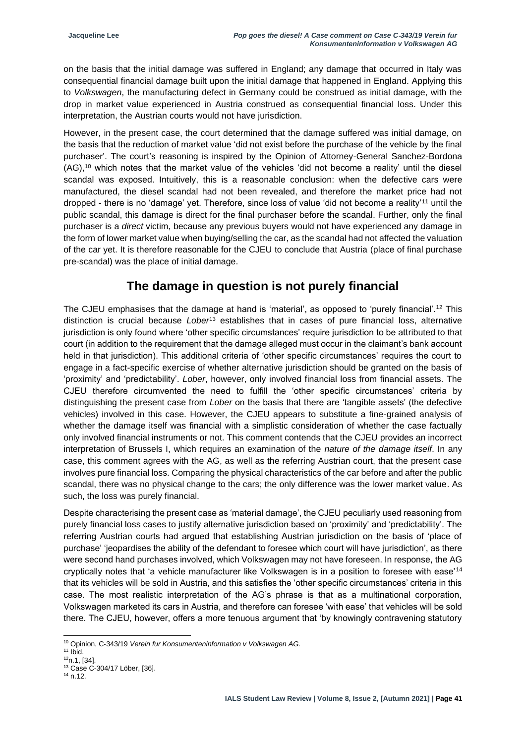on the basis that the initial damage was suffered in England; any damage that occurred in Italy was consequential financial damage built upon the initial damage that happened in England. Applying this to *Volkswagen*, the manufacturing defect in Germany could be construed as initial damage, with the drop in market value experienced in Austria construed as consequential financial loss. Under this interpretation, the Austrian courts would not have jurisdiction.

However, in the present case, the court determined that the damage suffered was initial damage, on the basis that the reduction of market value 'did not exist before the purchase of the vehicle by the final purchaser'. The court's reasoning is inspired by the Opinion of Attorney-General Sanchez-Bordona (AG),[10] which notes that the market value of the vehicles 'did not become a reality' until the diesel scandal was exposed. Intuitively, this is a reasonable conclusion: when the defective cars were manufactured, the diesel scandal had not been revealed, and therefore the market price had not dropped - there is no 'damage' yet. Therefore, since loss of value 'did not become a reality'[11] until the public scandal, this damage is direct for the final purchaser before the scandal. Further, only the final purchaser is a *direct* victim, because any previous buyers would not have experienced any damage in the form of lower market value when buying/selling the car, as the scandal had not affected the valuation of the car yet. It is therefore reasonable for the CJEU to conclude that Austria (place of final purchase pre-scandal) was the place of initial damage.

## The damage in question is not purely financial

The CJEU emphasises that the damage at hand is 'material', as opposed to 'purely financial'.[12] This distinction is crucial because *Lober*[13] establishes that in cases of pure financial loss, alternative jurisdiction is only found where 'other specific circumstances' require jurisdiction to be attributed to that court (in addition to the requirement that the damage alleged must occur in the claimant's bank account held in that jurisdiction). This additional criteria of 'other specific circumstances' requires the court to engage in a fact-specific exercise of whether alternative jurisdiction should be granted on the basis of 'proximity' and 'predictability'. *Lober*, however, only involved financial loss from financial assets. The CJEU therefore circumvented the need to fulfill the 'other specific circumstances' criteria by distinguishing the present case from *Lober* on the basis that there are 'tangible assets' (the defective vehicles) involved in this case. However, the CJEU appears to substitute a fine-grained analysis of whether the damage itself was financial with a simplistic consideration of whether the case factually only involved financial instruments or not. This comment contends that the CJEU provides an incorrect interpretation of Brussels I, which requires an examination of the *nature of the damage itself*. In any case, this comment agrees with the AG, as well as the referring Austrian court, that the present case involves pure financial loss. Comparing the physical characteristics of the car before and after the public scandal, there was no physical change to the cars; the only difference was the lower market value. As such, the loss was purely financial.

Despite characterising the present case as 'material damage', the CJEU peculiarly used reasoning from purely financial loss cases to justify alternative jurisdiction based on 'proximity' and 'predictability'. The referring Austrian courts had argued that establishing Austrian jurisdiction on the basis of 'place of purchase' 'jeopardises the ability of the defendant to foresee which court will have jurisdiction', as there were second hand purchases involved, which Volkswagen may not have foreseen. In response, the AG cryptically notes that 'a vehicle manufacturer like Volkswagen is in a position to foresee with ease'[14] that its vehicles will be sold in Austria, and this satisfies the 'other specific circumstances' criteria in this case. The most realistic interpretation of the AG's phrase is that as a multinational corporation, Volkswagen marketed its cars in Austria, and therefore can foresee 'with ease' that vehicles will be sold there. The CJEU, however, offers a more tenuous argument that 'by knowingly contravening statutory

[10] Opinion, C-343/19 *Verein fur Konsumenteninformation v Volkswagen AG.*
[11] Ibid.
[12] n.1, [34].
[13] Case C-304/17 Löber, [36].
[14] n.12.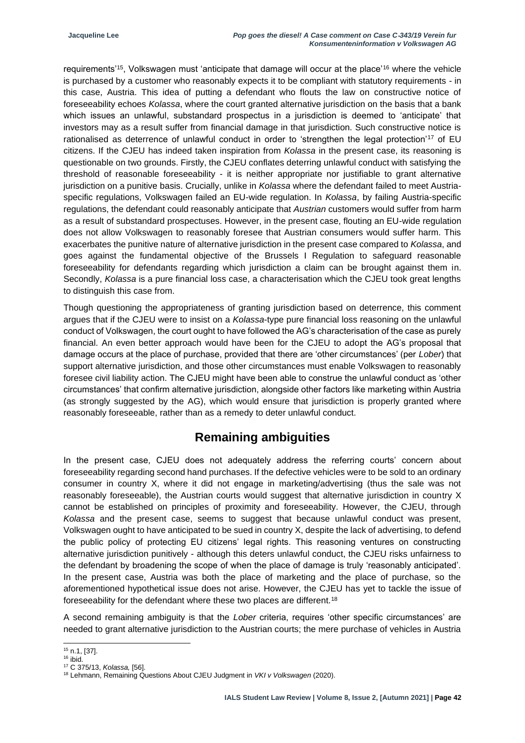requirements'[15], Volkswagen must 'anticipate that damage will occur at the place'[16] where the vehicle is purchased by a customer who reasonably expects it to be compliant with statutory requirements - in this case, Austria. This idea of putting a defendant who flouts the law on constructive notice of foreseeability echoes *Kolassa*, where the court granted alternative jurisdiction on the basis that a bank which issues an unlawful, substandard prospectus in a jurisdiction is deemed to 'anticipate' that investors may as a result suffer from financial damage in that jurisdiction. Such constructive notice is rationalised as deterrence of unlawful conduct in order to 'strengthen the legal protection'[17] of EU citizens. If the CJEU has indeed taken inspiration from *Kolassa* in the present case, its reasoning is questionable on two grounds. Firstly, the CJEU conflates deterring unlawful conduct with satisfying the threshold of reasonable foreseeability - it is neither appropriate nor justifiable to grant alternative jurisdiction on a punitive basis. Crucially, unlike in *Kolassa* where the defendant failed to meet Austria-specific regulations, Volkswagen failed an EU-wide regulation. In *Kolassa*, by failing Austria-specific regulations, the defendant could reasonably anticipate that *Austrian* customers would suffer from harm as a result of substandard prospectuses. However, in the present case, flouting an EU-wide regulation does not allow Volkswagen to reasonably foresee that Austrian consumers would suffer harm. This exacerbates the punitive nature of alternative jurisdiction in the present case compared to *Kolassa*, and goes against the fundamental objective of the Brussels I Regulation to safeguard reasonable foreseeability for defendants regarding which jurisdiction a claim can be brought against them in. Secondly, *Kolassa* is a pure financial loss case, a characterisation which the CJEU took great lengths to distinguish this case from.

Though questioning the appropriateness of granting jurisdiction based on deterrence, this comment argues that if the CJEU were to insist on a *Kolassa*-type pure financial loss reasoning on the unlawful conduct of Volkswagen, the court ought to have followed the AG's characterisation of the case as purely financial. An even better approach would have been for the CJEU to adopt the AG's proposal that damage occurs at the place of purchase, provided that there are 'other circumstances' (per *Lober*) that support alternative jurisdiction, and those other circumstances must enable Volkswagen to reasonably foresee civil liability action. The CJEU might have been able to construe the unlawful conduct as 'other circumstances' that confirm alternative jurisdiction, alongside other factors like marketing within Austria (as strongly suggested by the AG), which would ensure that jurisdiction is properly granted where reasonably foreseeable, rather than as a remedy to deter unlawful conduct.

## Remaining ambiguities

In the present case, CJEU does not adequately address the referring courts' concern about foreseeability regarding second hand purchases. If the defective vehicles were to be sold to an ordinary consumer in country X, where it did not engage in marketing/advertising (thus the sale was not reasonably foreseeable), the Austrian courts would suggest that alternative jurisdiction in country X cannot be established on principles of proximity and foreseeability. However, the CJEU, through *Kolassa* and the present case, seems to suggest that because unlawful conduct was present, Volkswagen ought to have anticipated to be sued in country X, despite the lack of advertising, to defend the public policy of protecting EU citizens' legal rights. This reasoning ventures on constructing alternative jurisdiction punitively - although this deters unlawful conduct, the CJEU risks unfairness to the defendant by broadening the scope of when the place of damage is truly 'reasonably anticipated'. In the present case, Austria was both the place of marketing and the place of purchase, so the aforementioned hypothetical issue does not arise. However, the CJEU has yet to tackle the issue of foreseeability for the defendant where these two places are different.[18]

A second remaining ambiguity is that the *Lober* criteria, requires 'other specific circumstances' are needed to grant alternative jurisdiction to the Austrian courts; the mere purchase of vehicles in Austria

[15] n.1, [37].
[16] ibid.
[17] C 375/13, *Kolassa,* [56].
[18] Lehmann, Remaining Questions About CJEU Judgment in *VKI v Volkswagen* (2020).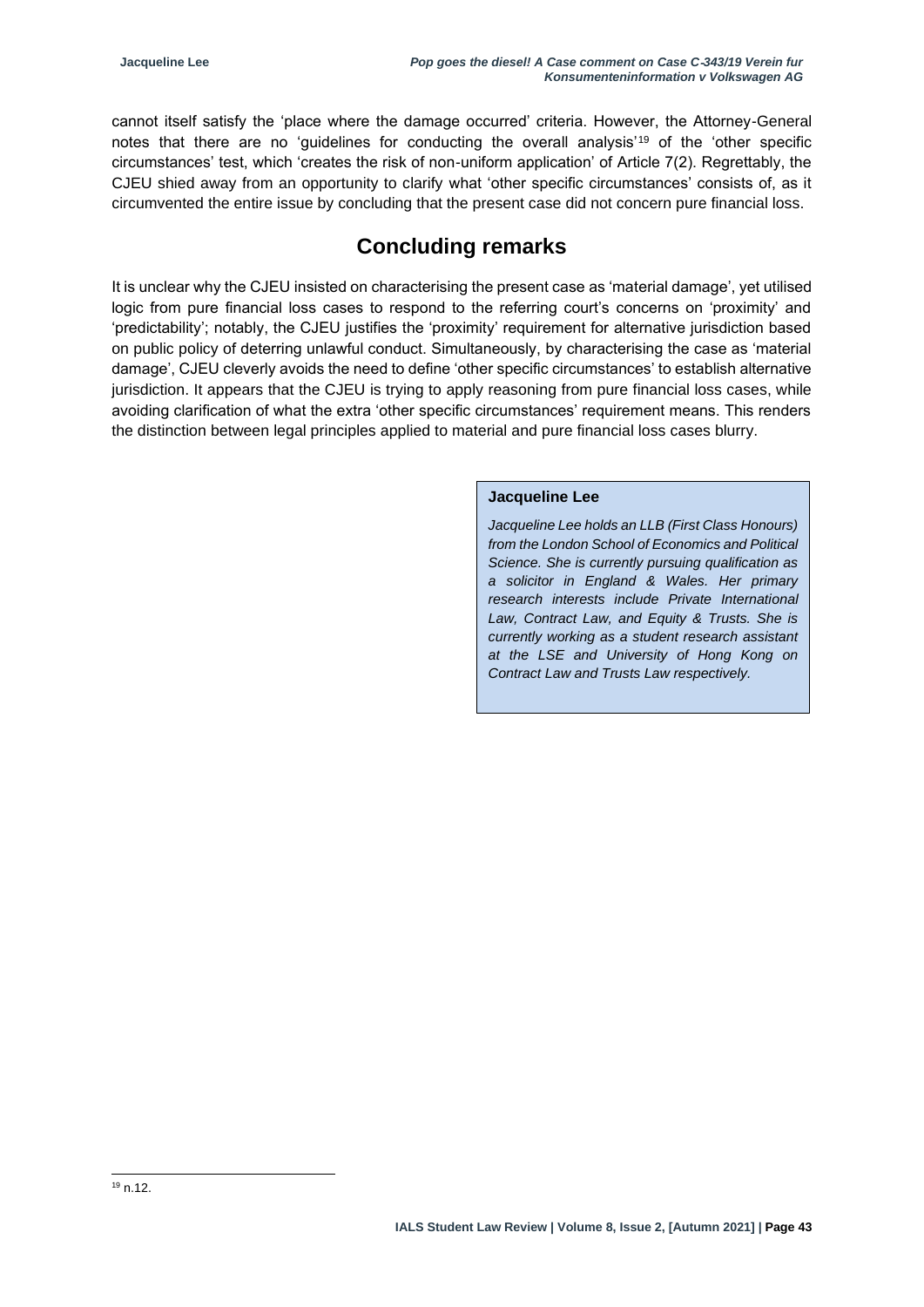cannot itself satisfy the 'place where the damage occurred' criteria. However, the Attorney-General notes that there are no 'guidelines for conducting the overall analysis'[19] of the 'other specific circumstances' test, which 'creates the risk of non-uniform application' of Article 7(2). Regrettably, the CJEU shied away from an opportunity to clarify what 'other specific circumstances' consists of, as it circumvented the entire issue by concluding that the present case did not concern pure financial loss.

## Concluding remarks

It is unclear why the CJEU insisted on characterising the present case as 'material damage', yet utilised logic from pure financial loss cases to respond to the referring court's concerns on 'proximity' and 'predictability'; notably, the CJEU justifies the 'proximity' requirement for alternative jurisdiction based on public policy of deterring unlawful conduct. Simultaneously, by characterising the case as 'material damage', CJEU cleverly avoids the need to define 'other specific circumstances' to establish alternative jurisdiction. It appears that the CJEU is trying to apply reasoning from pure financial loss cases, while avoiding clarification of what the extra 'other specific circumstances' requirement means. This renders the distinction between legal principles applied to material and pure financial loss cases blurry.

**Jacqueline Lee**

*Jacqueline Lee holds an LLB (First Class Honours) from the London School of Economics and Political Science. She is currently pursuing qualification as a solicitor in England & Wales. Her primary research interests include Private International Law, Contract Law, and Equity & Trusts. She is currently working as a student research assistant at the LSE and University of Hong Kong on Contract Law and Trusts Law respectively.*

---

[19] n.12.